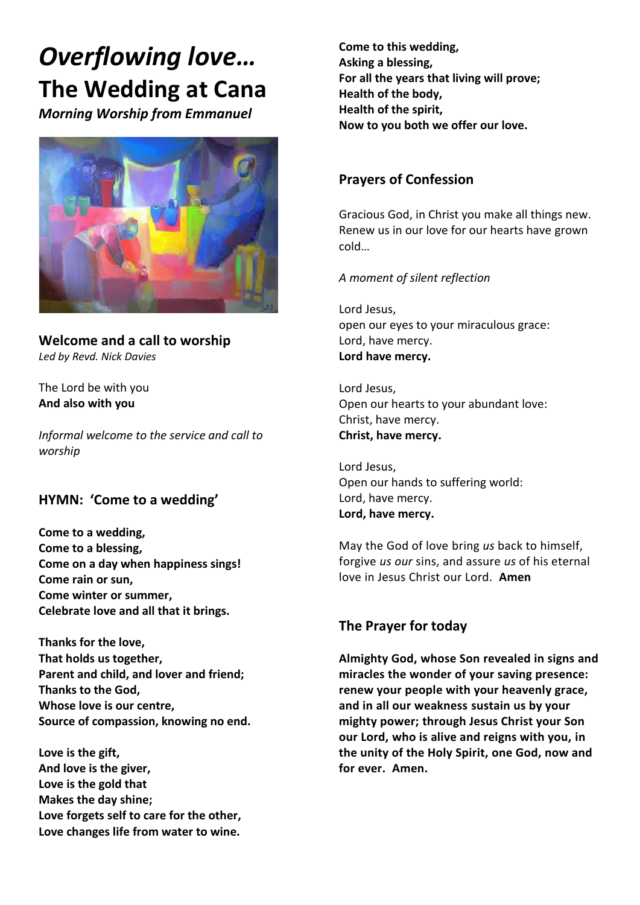# *Overflowing love…*
# The Wedding at Cana

***Morning Worship from Emmanuel***

## Welcome and a call to worship

*Led by Revd. Nick Davies*

The Lord be with you
**And also with you**

*Informal welcome to the service and call to worship*

## HYMN: 'Come to a wedding'

**Come to a wedding,
Come to a blessing,
Come on a day when happiness sings!
Come rain or sun,
Come winter or summer,
Celebrate love and all that it brings.**

**Thanks for the love,
That holds us together,
Parent and child, and lover and friend;
Thanks to the God,
Whose love is our centre,
Source of compassion, knowing no end.**

**Love is the gift,
And love is the giver,
Love is the gold that
Makes the day shine;
Love forgets self to care for the other,
Love changes life from water to wine.**

**Come to this wedding,
Asking a blessing,
For all the years that living will prove;
Health of the body,
Health of the spirit,
Now to you both we offer our love.**

## Prayers of Confession

Gracious God, in Christ you make all things new. Renew us in our love for our hearts have grown cold…

*A moment of silent reflection*

Lord Jesus,
open our eyes to your miraculous grace:
Lord, have mercy.
**Lord have mercy.**

Lord Jesus,
Open our hearts to your abundant love:
Christ, have mercy.
**Christ, have mercy.**

Lord Jesus,
Open our hands to suffering world:
Lord, have mercy.
**Lord, have mercy.**

May the God of love bring *us* back to himself, forgive *us our* sins, and assure *us* of his eternal love in Jesus Christ our Lord. **Amen**

## The Prayer for today

**Almighty God, whose Son revealed in signs and miracles the wonder of your saving presence: renew your people with your heavenly grace, and in all our weakness sustain us by your mighty power; through Jesus Christ your Son our Lord, who is alive and reigns with you, in the unity of the Holy Spirit, one God, now and for ever. Amen.**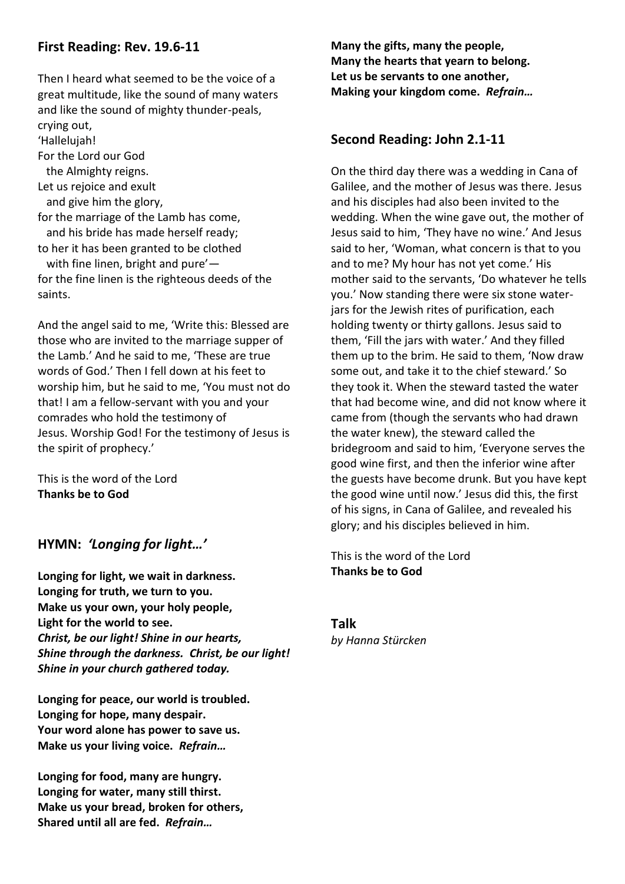## First Reading: Rev. 19.6-11

Then I heard what seemed to be the voice of a great multitude, like the sound of many waters and like the sound of mighty thunder-peals, crying out,
'Hallelujah!
For the Lord our God
  the Almighty reigns.
Let us rejoice and exult
  and give him the glory,
for the marriage of the Lamb has come,
  and his bride has made herself ready;
to her it has been granted to be clothed
  with fine linen, bright and pure'—
for the fine linen is the righteous deeds of the saints.

And the angel said to me, 'Write this: Blessed are those who are invited to the marriage supper of the Lamb.' And he said to me, 'These are true words of God.' Then I fell down at his feet to worship him, but he said to me, 'You must not do that! I am a fellow-servant with you and your comrades who hold the testimony of Jesus. Worship God! For the testimony of Jesus is the spirit of prophecy.'

This is the word of the Lord
**Thanks be to God**

## HYMN: *'Longing for light…'*

**Longing for light, we wait in darkness.**
**Longing for truth, we turn to you.**
**Make us your own, your holy people,**
**Light for the world to see.**
***Christ, be our light! Shine in our hearts,***
***Shine through the darkness. Christ, be our light!***
***Shine in your church gathered today.***

**Longing for peace, our world is troubled.**
**Longing for hope, many despair.**
**Your word alone has power to save us.**
**Make us your living voice.** ***Refrain…***

**Longing for food, many are hungry.**
**Longing for water, many still thirst.**
**Make us your bread, broken for others,**
**Shared until all are fed.** ***Refrain…***

**Many the gifts, many the people,**
**Many the hearts that yearn to belong.**
**Let us be servants to one another,**
**Making your kingdom come.** ***Refrain…***

## Second Reading: John 2.1-11

On the third day there was a wedding in Cana of Galilee, and the mother of Jesus was there. Jesus and his disciples had also been invited to the wedding. When the wine gave out, the mother of Jesus said to him, 'They have no wine.' And Jesus said to her, 'Woman, what concern is that to you and to me? My hour has not yet come.' His mother said to the servants, 'Do whatever he tells you.' Now standing there were six stone water-jars for the Jewish rites of purification, each holding twenty or thirty gallons. Jesus said to them, 'Fill the jars with water.' And they filled them up to the brim. He said to them, 'Now draw some out, and take it to the chief steward.' So they took it. When the steward tasted the water that had become wine, and did not know where it came from (though the servants who had drawn the water knew), the steward called the bridegroom and said to him, 'Everyone serves the good wine first, and then the inferior wine after the guests have become drunk. But you have kept the good wine until now.' Jesus did this, the first of his signs, in Cana of Galilee, and revealed his glory; and his disciples believed in him.

This is the word of the Lord
**Thanks be to God**

## Talk

*by Hanna Stürcken*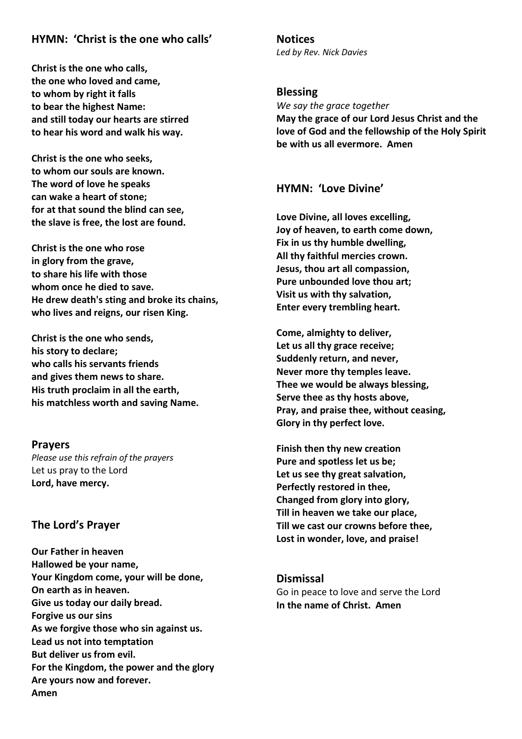## HYMN: 'Christ is the one who calls'

**Christ is the one who calls,**
**the one who loved and came,**
**to whom by right it falls**
**to bear the highest Name:**
**and still today our hearts are stirred**
**to hear his word and walk his way.**

**Christ is the one who seeks,**
**to whom our souls are known.**
**The word of love he speaks**
**can wake a heart of stone;**
**for at that sound the blind can see,**
**the slave is free, the lost are found.**

**Christ is the one who rose**
**in glory from the grave,**
**to share his life with those**
**whom once he died to save.**
**He drew death's sting and broke its chains,**
**who lives and reigns, our risen King.**

**Christ is the one who sends,**
**his story to declare;**
**who calls his servants friends**
**and gives them news to share.**
**His truth proclaim in all the earth,**
**his matchless worth and saving Name.**

## Prayers

*Please use this refrain of the prayers*
Let us pray to the Lord
**Lord, have mercy.**

## The Lord's Prayer

**Our Father in heaven**
**Hallowed be your name,**
**Your Kingdom come, your will be done,**
**On earth as in heaven.**
**Give us today our daily bread.**
**Forgive us our sins**
**As we forgive those who sin against us.**
**Lead us not into temptation**
**But deliver us from evil.**
**For the Kingdom, the power and the glory**
**Are yours now and forever.**
**Amen**

## Notices

*Led by Rev. Nick Davies*

## Blessing

*We say the grace together*
**May the grace of our Lord Jesus Christ and the love of God and the fellowship of the Holy Spirit be with us all evermore. Amen**

## HYMN: 'Love Divine'

**Love Divine, all loves excelling,**
**Joy of heaven, to earth come down,**
**Fix in us thy humble dwelling,**
**All thy faithful mercies crown.**
**Jesus, thou art all compassion,**
**Pure unbounded love thou art;**
**Visit us with thy salvation,**
**Enter every trembling heart.**

**Come, almighty to deliver,**
**Let us all thy grace receive;**
**Suddenly return, and never,**
**Never more thy temples leave.**
**Thee we would be always blessing,**
**Serve thee as thy hosts above,**
**Pray, and praise thee, without ceasing,**
**Glory in thy perfect love.**

**Finish then thy new creation**
**Pure and spotless let us be;**
**Let us see thy great salvation,**
**Perfectly restored in thee,**
**Changed from glory into glory,**
**Till in heaven we take our place,**
**Till we cast our crowns before thee,**
**Lost in wonder, love, and praise!**

## Dismissal

Go in peace to love and serve the Lord
**In the name of Christ. Amen**